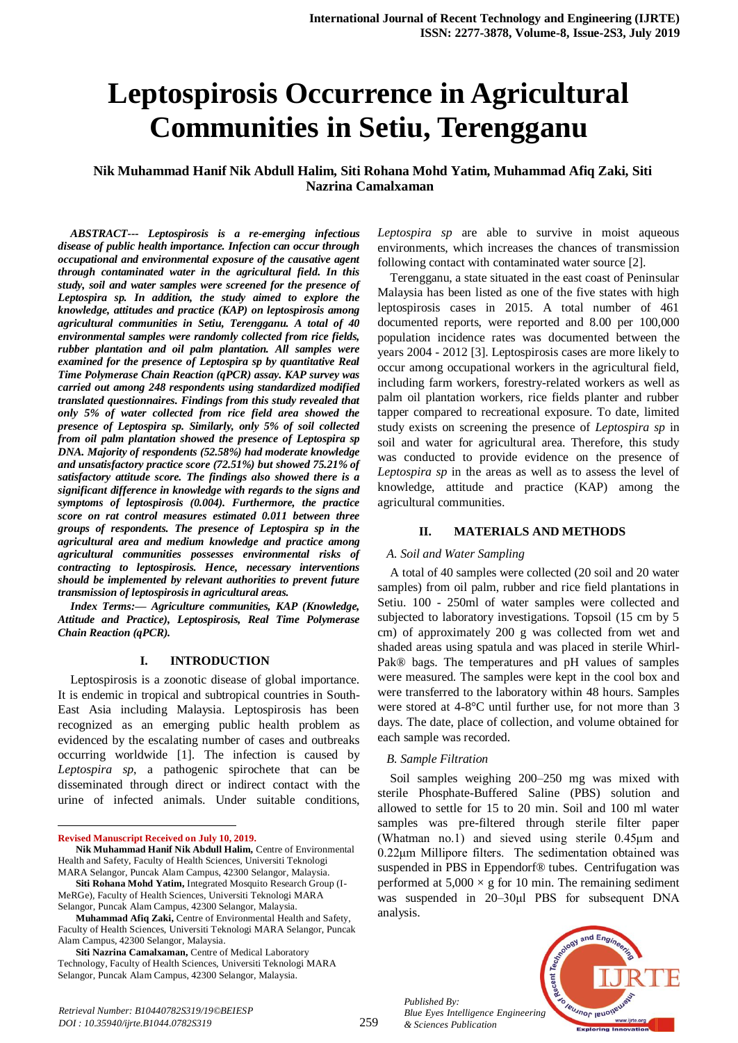# Leptospirosis Occurrence in Agricultural Communities in Setiu, Terengganu

**Nik Muhammad Hanif Nik Abdull Halim, Siti Rohana Mohd Yatim, Muhammad Afiq Zaki, Siti Nazrina Camalxaman**

***ABSTRACT--- Leptospirosis is a re-emerging infectious disease of public health importance. Infection can occur through occupational and environmental exposure of the causative agent through contaminated water in the agricultural field. In this study, soil and water samples were screened for the presence of Leptospira sp. In addition, the study aimed to explore the knowledge, attitudes and practice (KAP) on leptospirosis among agricultural communities in Setiu, Terengganu. A total of 40 environmental samples were randomly collected from rice fields, rubber plantation and oil palm plantation. All samples were examined for the presence of Leptospira sp by quantitative Real Time Polymerase Chain Reaction (qPCR) assay. KAP survey was carried out among 248 respondents using standardized modified translated questionnaires. Findings from this study revealed that only 5% of water collected from rice field area showed the presence of Leptospira sp. Similarly, only 5% of soil collected from oil palm plantation showed the presence of Leptospira sp DNA. Majority of respondents (52.58%) had moderate knowledge and unsatisfactory practice score (72.51%) but showed 75.21% of satisfactory attitude score. The findings also showed there is a significant difference in knowledge with regards to the signs and symptoms of leptospirosis (0.004). Furthermore, the practice score on rat control measures estimated 0.011 between three groups of respondents. The presence of Leptospira sp in the agricultural area and medium knowledge and practice among agricultural communities possesses environmental risks of contracting to leptospirosis. Hence, necessary interventions should be implemented by relevant authorities to prevent future transmission of leptospirosis in agricultural areas.***

***Index Terms:— Agriculture communities, KAP (Knowledge, Attitude and Practice), Leptospirosis, Real Time Polymerase Chain Reaction (qPCR).***

## I. INTRODUCTION

Leptospirosis is a zoonotic disease of global importance. It is endemic in tropical and subtropical countries in South-East Asia including Malaysia. Leptospirosis has been recognized as an emerging public health problem as evidenced by the escalating number of cases and outbreaks occurring worldwide [1]. The infection is caused by *Leptospira sp*, a pathogenic spirochete that can be disseminated through direct or indirect contact with the urine of infected animals. Under suitable conditions, *Leptospira sp* are able to survive in moist aqueous environments, which increases the chances of transmission following contact with contaminated water source [2].

Terengganu, a state situated in the east coast of Peninsular Malaysia has been listed as one of the five states with high leptospirosis cases in 2015. A total number of 461 documented reports, were reported and 8.00 per 100,000 population incidence rates was documented between the years 2004 - 2012 [3]. Leptospirosis cases are more likely to occur among occupational workers in the agricultural field, including farm workers, forestry-related workers as well as palm oil plantation workers, rice fields planter and rubber tapper compared to recreational exposure. To date, limited study exists on screening the presence of *Leptospira sp* in soil and water for agricultural area. Therefore, this study was conducted to provide evidence on the presence of *Leptospira sp* in the areas as well as to assess the level of knowledge, attitude and practice (KAP) among the agricultural communities.

## II. MATERIALS AND METHODS

### *A. Soil and Water Sampling*

A total of 40 samples were collected (20 soil and 20 water samples) from oil palm, rubber and rice field plantations in Setiu. 100 - 250ml of water samples were collected and subjected to laboratory investigations. Topsoil (15 cm by 5 cm) of approximately 200 g was collected from wet and shaded areas using spatula and was placed in sterile Whirl-Pak® bags. The temperatures and pH values of samples were measured. The samples were kept in the cool box and were transferred to the laboratory within 48 hours. Samples were stored at 4-8°C until further use, for not more than 3 days. The date, place of collection, and volume obtained for each sample was recorded.

### *B. Sample Filtration*

Soil samples weighing 200–250 mg was mixed with sterile Phosphate-Buffered Saline (PBS) solution and allowed to settle for 15 to 20 min. Soil and 100 ml water samples was pre-filtered through sterile filter paper (Whatman no.1) and sieved using sterile 0.45µm and 0.22µm Millipore filters. The sedimentation obtained was suspended in PBS in Eppendorf® tubes. Centrifugation was performed at $5,000 \times g$ for 10 min. The remaining sediment was suspended in 20–30µl PBS for subsequent DNA analysis.

---

**Revised Manuscript Received on July 10, 2019.**

**Nik Muhammad Hanif Nik Abdull Halim,** Centre of Environmental Health and Safety, Faculty of Health Sciences, Universiti Teknologi MARA Selangor, Puncak Alam Campus, 42300 Selangor, Malaysia.

**Siti Rohana Mohd Yatim,** Integrated Mosquito Research Group (I-MeRGe), Faculty of Health Sciences, Universiti Teknologi MARA Selangor, Puncak Alam Campus, 42300 Selangor, Malaysia.

**Muhammad Afiq Zaki,** Centre of Environmental Health and Safety, Faculty of Health Sciences, Universiti Teknologi MARA Selangor, Puncak Alam Campus, 42300 Selangor, Malaysia.

**Siti Nazrina Camalxaman,** Centre of Medical Laboratory Technology, Faculty of Health Sciences, Universiti Teknologi MARA Selangor, Puncak Alam Campus, 42300 Selangor, Malaysia.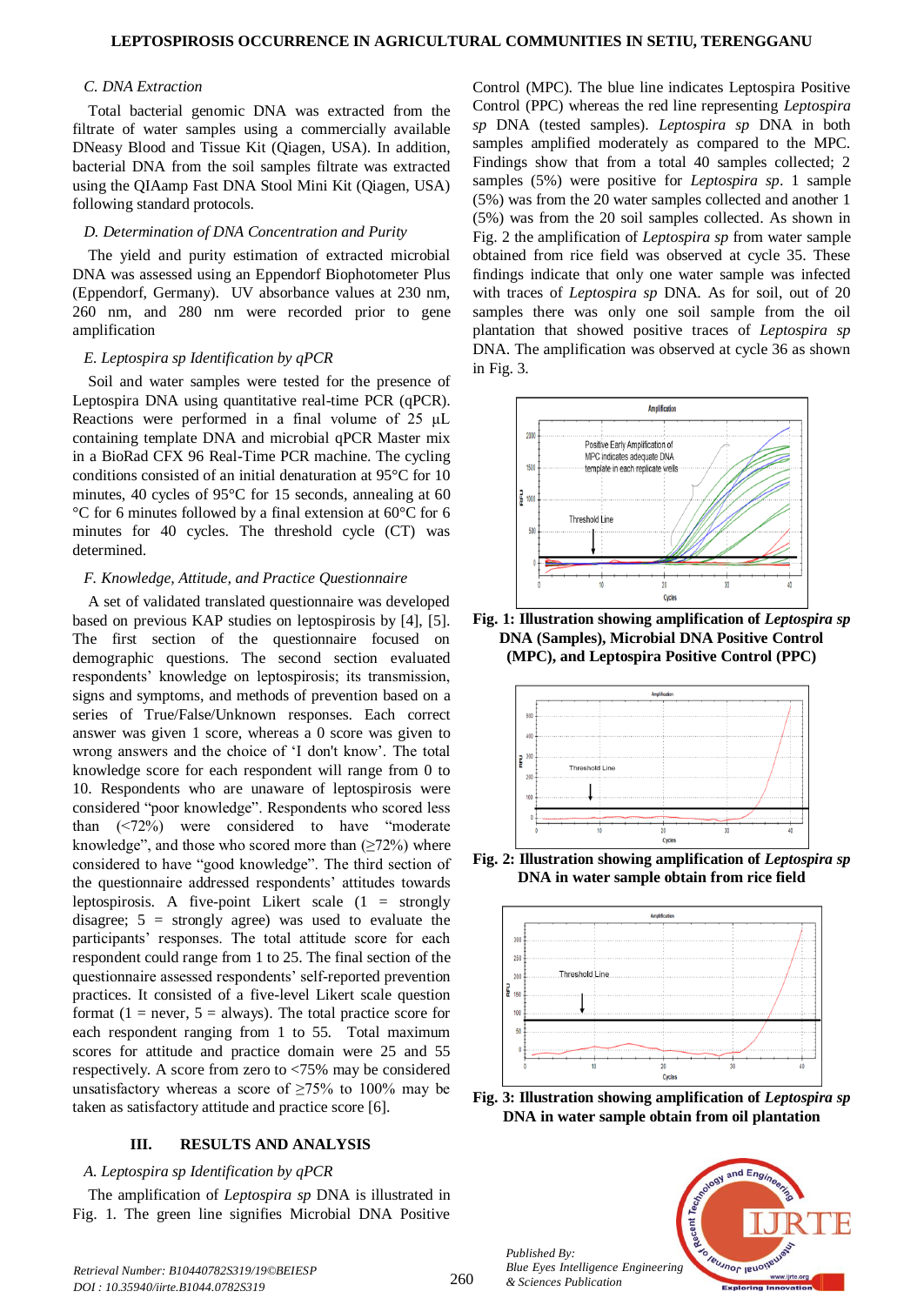### C. DNA Extraction

Total bacterial genomic DNA was extracted from the filtrate of water samples using a commercially available DNeasy Blood and Tissue Kit (Qiagen, USA). In addition, bacterial DNA from the soil samples filtrate was extracted using the QIAamp Fast DNA Stool Mini Kit (Qiagen, USA) following standard protocols.

### D. Determination of DNA Concentration and Purity

The yield and purity estimation of extracted microbial DNA was assessed using an Eppendorf Biophotometer Plus (Eppendorf, Germany). UV absorbance values at 230 nm, 260 nm, and 280 nm were recorded prior to gene amplification

### E. Leptospira sp Identification by qPCR

Soil and water samples were tested for the presence of Leptospira DNA using quantitative real-time PCR (qPCR). Reactions were performed in a final volume of 25 µL containing template DNA and microbial qPCR Master mix in a BioRad CFX 96 Real-Time PCR machine. The cycling conditions consisted of an initial denaturation at 95°C for 10 minutes, 40 cycles of 95°C for 15 seconds, annealing at 60 °C for 6 minutes followed by a final extension at 60°C for 6 minutes for 40 cycles. The threshold cycle (CT) was determined.

### F. Knowledge, Attitude, and Practice Questionnaire

A set of validated translated questionnaire was developed based on previous KAP studies on leptospirosis by [4], [5]. The first section of the questionnaire focused on demographic questions. The second section evaluated respondents' knowledge on leptospirosis; its transmission, signs and symptoms, and methods of prevention based on a series of True/False/Unknown responses. Each correct answer was given 1 score, whereas a 0 score was given to wrong answers and the choice of 'I don't know'. The total knowledge score for each respondent will range from 0 to 10. Respondents who are unaware of leptospirosis were considered "poor knowledge". Respondents who scored less than (<72%) were considered to have "moderate knowledge", and those who scored more than (≥72%) where considered to have "good knowledge". The third section of the questionnaire addressed respondents' attitudes towards leptospirosis. A five-point Likert scale (1 = strongly disagree; 5 = strongly agree) was used to evaluate the participants' responses. The total attitude score for each respondent could range from 1 to 25. The final section of the questionnaire assessed respondents' self-reported prevention practices. It consisted of a five-level Likert scale question format (1 = never, 5 = always). The total practice score for each respondent ranging from 1 to 55. Total maximum scores for attitude and practice domain were 25 and 55 respectively. A score from zero to <75% may be considered unsatisfactory whereas a score of ≥75% to 100% may be taken as satisfactory attitude and practice score [6].

## III. RESULTS AND ANALYSIS

### A. Leptospira sp Identification by qPCR

The amplification of *Leptospira sp* DNA is illustrated in Fig. 1. The green line signifies Microbial DNA Positive Control (MPC). The blue line indicates Leptospira Positive Control (PPC) whereas the red line representing *Leptospira sp* DNA (tested samples). *Leptospira sp* DNA in both samples amplified moderately as compared to the MPC. Findings show that from a total 40 samples collected; 2 samples (5%) were positive for *Leptospira sp*. 1 sample (5%) was from the 20 water samples collected and another 1 (5%) was from the 20 soil samples collected. As shown in Fig. 2 the amplification of *Leptospira sp* from water sample obtained from rice field was observed at cycle 35. These findings indicate that only one water sample was infected with traces of *Leptospira sp* DNA. As for soil, out of 20 samples there was only one soil sample from the oil plantation that showed positive traces of *Leptospira sp* DNA. The amplification was observed at cycle 36 as shown in Fig. 3.

**Fig. 1: Illustration showing amplification of *Leptospira sp* DNA (Samples), Microbial DNA Positive Control (MPC), and Leptospira Positive Control (PPC)**

**Fig. 2: Illustration showing amplification of *Leptospira sp* DNA in water sample obtain from rice field**

**Fig. 3: Illustration showing amplification of *Leptospira sp* DNA in water sample obtain from oil plantation**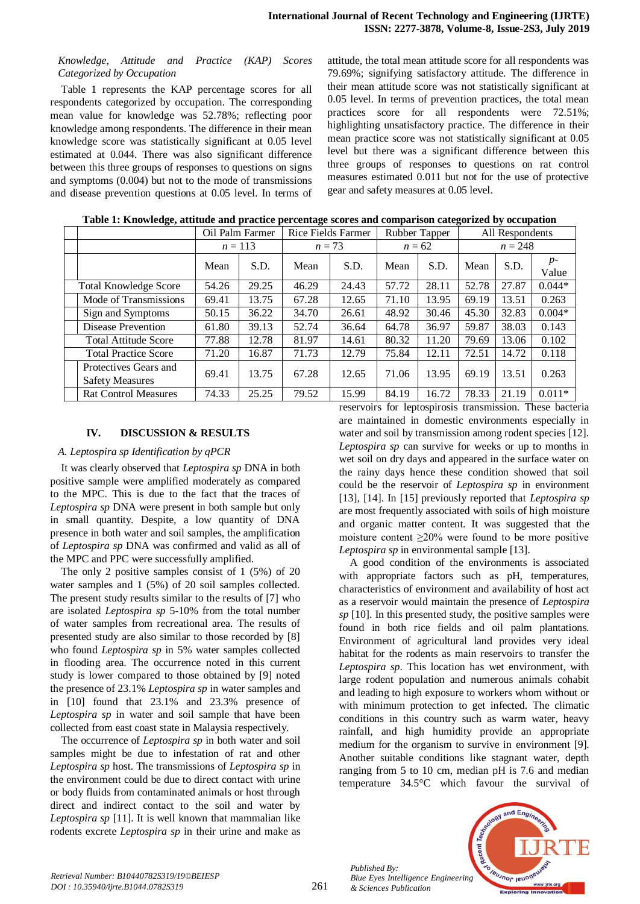*Knowledge, Attitude and Practice (KAP) Scores Categorized by Occupation*

Table 1 represents the KAP percentage scores for all respondents categorized by occupation. The corresponding mean value for knowledge was 52.78%; reflecting poor knowledge among respondents. The difference in their mean knowledge score was statistically significant at 0.05 level estimated at 0.044. There was also significant difference between this three groups of responses to questions on signs and symptoms (0.004) but not to the mode of transmissions and disease prevention questions at 0.05 level. In terms of attitude, the total mean attitude score for all respondents was 79.69%; signifying satisfactory attitude. The difference in their mean attitude score was not statistically significant at 0.05 level. In terms of prevention practices, the total mean practices score for all respondents were 72.51%; highlighting unsatisfactory practice. The difference in their mean practice score was not statistically significant at 0.05 level but there was a significant difference between this three groups of responses to questions on rat control measures estimated 0.011 but not for the use of protective gear and safety measures at 0.05 level.

**Table 1: Knowledge, attitude and practice percentage scores and comparison categorized by occupation**

| | Oil Palm Farmer | | Rice Fields Farmer | | Rubber Tapper | | All Respondents | | |
|---|---|---|---|---|---|---|---|---|---|
| | $n = 113$ | | $n = 73$ | | $n = 62$ | | $n = 248$ | | |
| | Mean | S.D. | Mean | S.D. | Mean | S.D. | Mean | S.D. | $p$-Value |
| Total Knowledge Score | 54.26 | 29.25 | 46.29 | 24.43 | 57.72 | 28.11 | 52.78 | 27.87 | 0.044* |
| Mode of Transmissions | 69.41 | 13.75 | 67.28 | 12.65 | 71.10 | 13.95 | 69.19 | 13.51 | 0.263 |
| Sign and Symptoms | 50.15 | 36.22 | 34.70 | 26.61 | 48.92 | 30.46 | 45.30 | 32.83 | 0.004* |
| Disease Prevention | 61.80 | 39.13 | 52.74 | 36.64 | 64.78 | 36.97 | 59.87 | 38.03 | 0.143 |
| Total Attitude Score | 77.88 | 12.78 | 81.97 | 14.61 | 80.32 | 11.20 | 79.69 | 13.06 | 0.102 |
| Total Practice Score | 71.20 | 16.87 | 71.73 | 12.79 | 75.84 | 12.11 | 72.51 | 14.72 | 0.118 |
| Protectives Gears and Safety Measures | 69.41 | 13.75 | 67.28 | 12.65 | 71.06 | 13.95 | 69.19 | 13.51 | 0.263 |
| Rat Control Measures | 74.33 | 25.25 | 79.52 | 15.99 | 84.19 | 16.72 | 78.33 | 21.19 | 0.011* |

## IV. DISCUSSION & RESULTS

### A. Leptospira sp Identification by qPCR

It was clearly observed that *Leptospira sp* DNA in both positive sample were amplified moderately as compared to the MPC. This is due to the fact that the traces of *Leptospira sp* DNA were present in both sample but only in small quantity. Despite, a low quantity of DNA presence in both water and soil samples, the amplification of *Leptospira sp* DNA was confirmed and valid as all of the MPC and PPC were successfully amplified.

The only 2 positive samples consist of 1 (5%) of 20 water samples and 1 (5%) of 20 soil samples collected. The present study results similar to the results of [7] who are isolated *Leptospira sp* 5-10% from the total number of water samples from recreational area. The results of presented study are also similar to those recorded by [8] who found *Leptospira sp* in 5% water samples collected in flooding area. The occurrence noted in this current study is lower compared to those obtained by [9] noted the presence of 23.1% *Leptospira sp* in water samples and in [10] found that 23.1% and 23.3% presence of *Leptospira sp* in water and soil sample that have been collected from east coast state in Malaysia respectively.

The occurrence of *Leptospira sp* in both water and soil samples might be due to infestation of rat and other *Leptospira sp* host. The transmissions of *Leptospira sp* in the environment could be due to direct contact with urine or body fluids from contaminated animals or host through direct and indirect contact to the soil and water by *Leptospira sp* [11]. It is well known that mammalian like rodents excrete *Leptospira sp* in their urine and make as reservoirs for leptospirosis transmission. These bacteria are maintained in domestic environments especially in water and soil by transmission among rodent species [12]. *Leptospira sp* can survive for weeks or up to months in wet soil on dry days and appeared in the surface water on the rainy days hence these condition showed that soil could be the reservoir of *Leptospira sp* in environment [13], [14]. In [15] previously reported that *Leptospira sp* are most frequently associated with soils of high moisture and organic matter content. It was suggested that the moisture content ≥20% were found to be more positive *Leptospira sp* in environmental sample [13].

A good condition of the environments is associated with appropriate factors such as pH, temperatures, characteristics of environment and availability of host act as a reservoir would maintain the presence of *Leptospira sp* [10]. In this presented study, the positive samples were found in both rice fields and oil palm plantations. Environment of agricultural land provides very ideal habitat for the rodents as main reservoirs to transfer the *Leptospira sp*. This location has wet environment, with large rodent population and numerous animals cohabit and leading to high exposure to workers whom without or with minimum protection to get infected. The climatic conditions in this country such as warm water, heavy rainfall, and high humidity provide an appropriate medium for the organism to survive in environment [9]. Another suitable conditions like stagnant water, depth ranging from 5 to 10 cm, median pH is 7.6 and median temperature 34.5°C which favour the survival of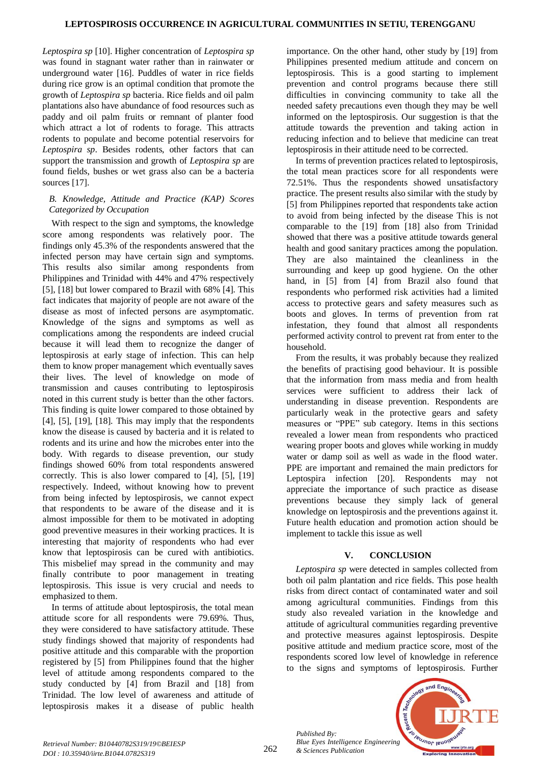*Leptospira sp* [10]. Higher concentration of *Leptospira sp* was found in stagnant water rather than in rainwater or underground water [16]. Puddles of water in rice fields during rice grow is an optimal condition that promote the growth of *Leptospira sp* bacteria. Rice fields and oil palm plantations also have abundance of food resources such as paddy and oil palm fruits or remnant of planter food which attract a lot of rodents to forage. This attracts rodents to populate and become potential reservoirs for *Leptospira sp*. Besides rodents, other factors that can support the transmission and growth of *Leptospira sp* are found fields, bushes or wet grass also can be a bacteria sources [17].

### *B. Knowledge, Attitude and Practice (KAP) Scores Categorized by Occupation*

With respect to the sign and symptoms, the knowledge score among respondents was relatively poor. The findings only 45.3% of the respondents answered that the infected person may have certain sign and symptoms. This results also similar among respondents from Philippines and Trinidad with 44% and 47% respectively [5], [18] but lower compared to Brazil with 68% [4]. This fact indicates that majority of people are not aware of the disease as most of infected persons are asymptomatic. Knowledge of the signs and symptoms as well as complications among the respondents are indeed crucial because it will lead them to recognize the danger of leptospirosis at early stage of infection. This can help them to know proper management which eventually saves their lives. The level of knowledge on mode of transmission and causes contributing to leptospirosis noted in this current study is better than the other factors. This finding is quite lower compared to those obtained by [4], [5], [19], [18]. This may imply that the respondents know the disease is caused by bacteria and it is related to rodents and its urine and how the microbes enter into the body. With regards to disease prevention, our study findings showed 60% from total respondents answered correctly. This is also lower compared to [4], [5], [19] respectively. Indeed, without knowing how to prevent from being infected by leptospirosis, we cannot expect that respondents to be aware of the disease and it is almost impossible for them to be motivated in adopting good preventive measures in their working practices. It is interesting that majority of respondents who had ever know that leptospirosis can be cured with antibiotics. This misbelief may spread in the community and may finally contribute to poor management in treating leptospirosis. This issue is very crucial and needs to be emphasized to them.

In terms of attitude about leptospirosis, the total mean attitude score for all respondents were 79.69%. Thus, they were considered to have satisfactory attitude. These study findings showed that majority of respondents had positive attitude and this comparable with the proportion registered by [5] from Philippines found that the higher level of attitude among respondents compared to the study conducted by [4] from Brazil and [18] from Trinidad. The low level of awareness and attitude of leptospirosis makes it a disease of public health importance. On the other hand, other study by [19] from Philippines presented medium attitude and concern on leptospirosis. This is a good starting to implement prevention and control programs because there still difficulties in convincing community to take all the needed safety precautions even though they may be well informed on the leptospirosis. Our suggestion is that the attitude towards the prevention and taking action in reducing infection and to believe that medicine can treat leptospirosis in their attitude need to be corrected.

In terms of prevention practices related to leptospirosis, the total mean practices score for all respondents were 72.51%. Thus the respondents showed unsatisfactory practice. The present results also similar with the study by [5] from Philippines reported that respondents take action to avoid from being infected by the disease This is not comparable to the [19] from [18] also from Trinidad showed that there was a positive attitude towards general health and good sanitary practices among the population. They are also maintained the cleanliness in the surrounding and keep up good hygiene. On the other hand, in [5] from [4] from Brazil also found that respondents who performed risk activities had a limited access to protective gears and safety measures such as boots and gloves. In terms of prevention from rat infestation, they found that almost all respondents performed activity control to prevent rat from enter to the household.

From the results, it was probably because they realized the benefits of practising good behaviour. It is possible that the information from mass media and from health services were sufficient to address their lack of understanding in disease prevention. Respondents are particularly weak in the protective gears and safety measures or "PPE" sub category. Items in this sections revealed a lower mean from respondents who practiced wearing proper boots and gloves while working in muddy water or damp soil as well as wade in the flood water. PPE are important and remained the main predictors for Leptospira infection [20]. Respondents may not appreciate the importance of such practice as disease preventions because they simply lack of general knowledge on leptospirosis and the preventions against it. Future health education and promotion action should be implement to tackle this issue as well

## V. CONCLUSION

*Leptospira sp* were detected in samples collected from both oil palm plantation and rice fields. This pose health risks from direct contact of contaminated water and soil among agricultural communities. Findings from this study also revealed variation in the knowledge and attitude of agricultural communities regarding preventive and protective measures against leptospirosis. Despite positive attitude and medium practice score, most of the respondents scored low level of knowledge in reference to the signs and symptoms of leptospirosis. Further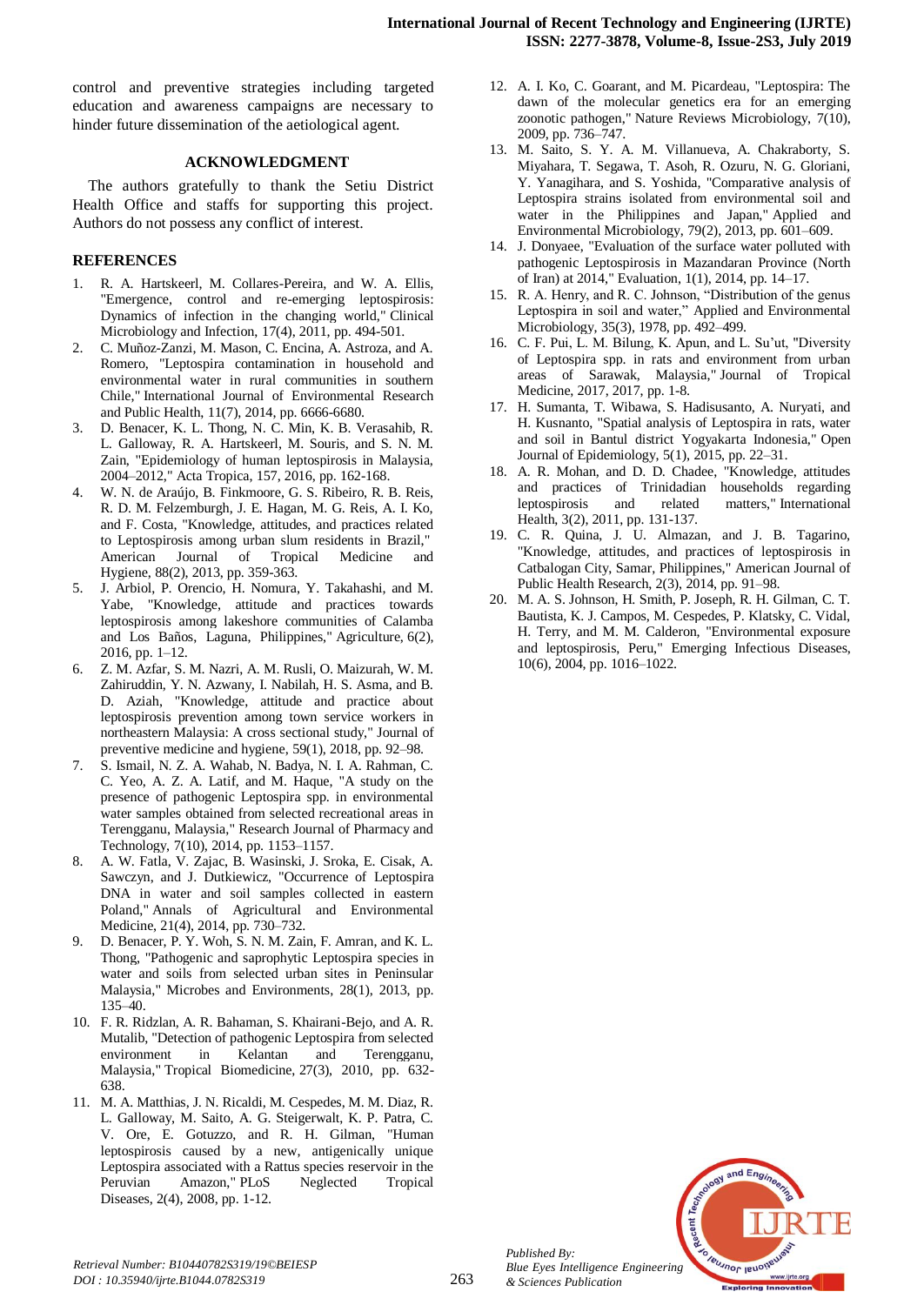control and preventive strategies including targeted education and awareness campaigns are necessary to hinder future dissemination of the aetiological agent.

## ACKNOWLEDGMENT

The authors gratefully to thank the Setiu District Health Office and staffs for supporting this project. Authors do not possess any conflict of interest.

## REFERENCES

1. R. A. Hartskeerl, M. Collares-Pereira, and W. A. Ellis, "Emergence, control and re-emerging leptospirosis: Dynamics of infection in the changing world," Clinical Microbiology and Infection, 17(4), 2011, pp. 494-501.
2. C. Muñoz-Zanzi, M. Mason, C. Encina, A. Astroza, and A. Romero, "Leptospira contamination in household and environmental water in rural communities in southern Chile," International Journal of Environmental Research and Public Health, 11(7), 2014, pp. 6666-6680.
3. D. Benacer, K. L. Thong, N. C. Min, K. B. Verasahib, R. L. Galloway, R. A. Hartskeerl, M. Souris, and S. N. M. Zain, "Epidemiology of human leptospirosis in Malaysia, 2004–2012," Acta Tropica, 157, 2016, pp. 162-168.
4. W. N. de Araújo, B. Finkmoore, G. S. Ribeiro, R. B. Reis, R. D. M. Felzemburgh, J. E. Hagan, M. G. Reis, A. I. Ko, and F. Costa, "Knowledge, attitudes, and practices related to Leptospirosis among urban slum residents in Brazil," American Journal of Tropical Medicine and Hygiene, 88(2), 2013, pp. 359-363.
5. J. Arbiol, P. Orencio, H. Nomura, Y. Takahashi, and M. Yabe, "Knowledge, attitude and practices towards leptospirosis among lakeshore communities of Calamba and Los Baños, Laguna, Philippines," Agriculture, 6(2), 2016, pp. 1–12.
6. Z. M. Azfar, S. M. Nazri, A. M. Rusli, O. Maizurah, W. M. Zahiruddin, Y. N. Azwany, I. Nabilah, H. S. Asma, and B. D. Aziah, "Knowledge, attitude and practice about leptospirosis prevention among town service workers in northeastern Malaysia: A cross sectional study," Journal of preventive medicine and hygiene, 59(1), 2018, pp. 92–98.
7. S. Ismail, N. Z. A. Wahab, N. Badya, N. I. A. Rahman, C. C. Yeo, A. Z. A. Latif, and M. Haque, "A study on the presence of pathogenic Leptospira spp. in environmental water samples obtained from selected recreational areas in Terengganu, Malaysia," Research Journal of Pharmacy and Technology, 7(10), 2014, pp. 1153–1157.
8. A. W. Fatla, V. Zajac, B. Wasinski, J. Sroka, E. Cisak, A. Sawczyn, and J. Dutkiewicz, "Occurrence of Leptospira DNA in water and soil samples collected in eastern Poland," Annals of Agricultural and Environmental Medicine, 21(4), 2014, pp. 730–732.
9. D. Benacer, P. Y. Woh, S. N. M. Zain, F. Amran, and K. L. Thong, "Pathogenic and saprophytic Leptospira species in water and soils from selected urban sites in Peninsular Malaysia," Microbes and Environments, 28(1), 2013, pp. 135–40.
10. F. R. Ridzlan, A. R. Bahaman, S. Khairani-Bejo, and A. R. Mutalib, "Detection of pathogenic Leptospira from selected environment in Kelantan and Terengganu, Malaysia," Tropical Biomedicine, 27(3), 2010, pp. 632-638.
11. M. A. Matthias, J. N. Ricaldi, M. Cespedes, M. M. Diaz, R. L. Galloway, M. Saito, A. G. Steigerwalt, K. P. Patra, C. V. Ore, E. Gotuzzo, and R. H. Gilman, "Human leptospirosis caused by a new, antigenically unique Leptospira associated with a Rattus species reservoir in the Peruvian Amazon," PLoS Neglected Tropical Diseases, 2(4), 2008, pp. 1-12.
12. A. I. Ko, C. Goarant, and M. Picardeau, "Leptospira: The dawn of the molecular genetics era for an emerging zoonotic pathogen," Nature Reviews Microbiology, 7(10), 2009, pp. 736–747.
13. M. Saito, S. Y. A. M. Villanueva, A. Chakraborty, S. Miyahara, T. Segawa, T. Asoh, R. Ozuru, N. G. Gloriani, Y. Yanagihara, and S. Yoshida, "Comparative analysis of Leptospira strains isolated from environmental soil and water in the Philippines and Japan," Applied and Environmental Microbiology, 79(2), 2013, pp. 601–609.
14. J. Donyaee, "Evaluation of the surface water polluted with pathogenic Leptospirosis in Mazandaran Province (North of Iran) at 2014," Evaluation, 1(1), 2014, pp. 14–17.
15. R. A. Henry, and R. C. Johnson, "Distribution of the genus Leptospira in soil and water," Applied and Environmental Microbiology, 35(3), 1978, pp. 492–499.
16. C. F. Pui, L. M. Bilung, K. Apun, and L. Su'ut, "Diversity of Leptospira spp. in rats and environment from urban areas of Sarawak, Malaysia," Journal of Tropical Medicine, 2017, 2017, pp. 1-8.
17. H. Sumanta, T. Wibawa, S. Hadisusanto, A. Nuryati, and H. Kusnanto, "Spatial analysis of Leptospira in rats, water and soil in Bantul district Yogyakarta Indonesia," Open Journal of Epidemiology, 5(1), 2015, pp. 22–31.
18. A. R. Mohan, and D. D. Chadee, "Knowledge, attitudes and practices of Trinidadian households regarding leptospirosis and related matters," International Health, 3(2), 2011, pp. 131-137.
19. C. R. Quina, J. U. Almazan, and J. B. Tagarino, "Knowledge, attitudes, and practices of leptospirosis in Catbalogan City, Samar, Philippines," American Journal of Public Health Research, 2(3), 2014, pp. 91–98.
20. M. A. S. Johnson, H. Smith, P. Joseph, R. H. Gilman, C. T. Bautista, K. J. Campos, M. Cespedes, P. Klatsky, C. Vidal, H. Terry, and M. M. Calderon, "Environmental exposure and leptospirosis, Peru," Emerging Infectious Diseases, 10(6), 2004, pp. 1016–1022.